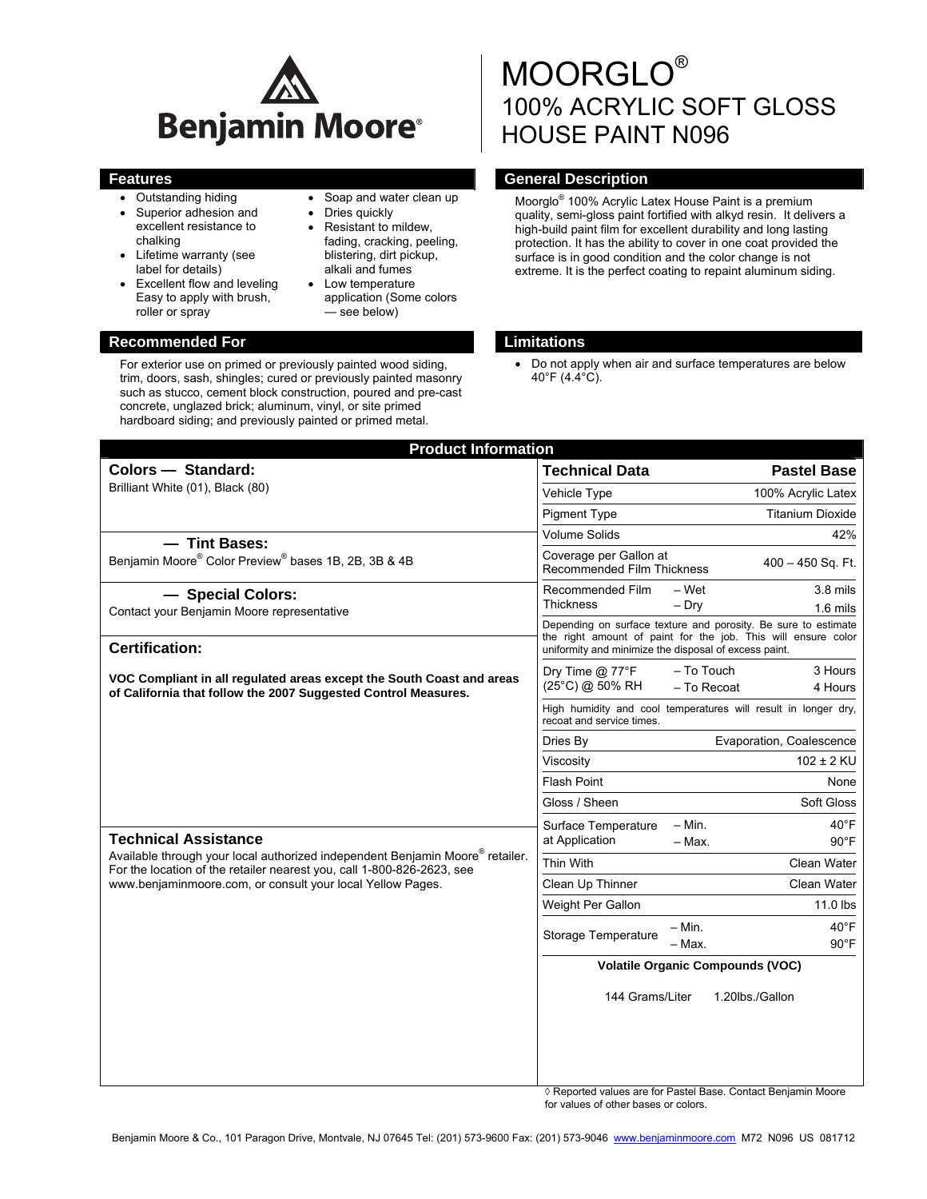Benjamin Moore®

# MOORGLO®
# 100% ACRYLIC SOFT GLOSS HOUSE PAINT N096

## Features

- Outstanding hiding
- Superior adhesion and excellent resistance to chalking
- Lifetime warranty (see label for details)
- Excellent flow and leveling Easy to apply with brush, roller or spray
- Soap and water clean up
- Dries quickly
- Resistant to mildew, fading, cracking, peeling, blistering, dirt pickup, alkali and fumes
- Low temperature application (Some colors — see below)

## General Description

Moorglo® 100% Acrylic Latex House Paint is a premium quality, semi-gloss paint fortified with alkyd resin. It delivers a high-build paint film for excellent durability and long lasting protection. It has the ability to cover in one coat provided the surface is in good condition and the color change is not extreme. It is the perfect coating to repaint aluminum siding.

## Recommended For

For exterior use on primed or previously painted wood siding, trim, doors, sash, shingles; cured or previously painted masonry such as stucco, cement block construction, poured and pre-cast concrete, unglazed brick; aluminum, vinyl, or site primed hardboard siding; and previously painted or primed metal.

## Limitations

- Do not apply when air and surface temperatures are below 40°F (4.4°C).

## Product Information

### Colors — Standard:

Brilliant White (01), Black (80)

### — Tint Bases:

Benjamin Moore® Color Preview® bases 1B, 2B, 3B & 4B

### — Special Colors:

Contact your Benjamin Moore representative

### Certification:

**VOC Compliant in all regulated areas except the South Coast and areas of California that follow the 2007 Suggested Control Measures.**

### Technical Assistance

Available through your local authorized independent Benjamin Moore® retailer. For the location of the retailer nearest you, call 1-800-826-2623, see www.benjaminmoore.com, or consult your local Yellow Pages.

| Technical Data | | Pastel Base |
|---|---|---|
| Vehicle Type | | 100% Acrylic Latex |
| Pigment Type | | Titanium Dioxide |
| Volume Solids | | 42% |
| Coverage per Gallon at Recommended Film Thickness | | 400 – 450 Sq. Ft. |
| Recommended Film Thickness | – Wet | 3.8 mils |
| | – Dry | 1.6 mils |
| Depending on surface texture and porosity. Be sure to estimate the right amount of paint for the job. This will ensure color uniformity and minimize the disposal of excess paint. | | |
| Dry Time @ 77°F (25°C) @ 50% RH | – To Touch | 3 Hours |
| | – To Recoat | 4 Hours |
| High humidity and cool temperatures will result in longer dry, recoat and service times. | | |
| Dries By | | Evaporation, Coalescence |
| Viscosity | | 102 ± 2 KU |
| Flash Point | | None |
| Gloss / Sheen | | Soft Gloss |
| Surface Temperature at Application | – Min. | 40°F |
| | – Max. | 90°F |
| Thin With | | Clean Water |
| Clean Up Thinner | | Clean Water |
| Weight Per Gallon | | 11.0 lbs |
| Storage Temperature | – Min. | 40°F |
| | – Max. | 90°F |

**Volatile Organic Compounds (VOC)**

144 Grams/Liter 1.20lbs./Gallon

◊ Reported values are for Pastel Base. Contact Benjamin Moore for values of other bases or colors.

Benjamin Moore & Co., 101 Paragon Drive, Montvale, NJ 07645 Tel: (201) 573-9600 Fax: (201) 573-9046 www.benjaminmoore.com M72 N096 US 081712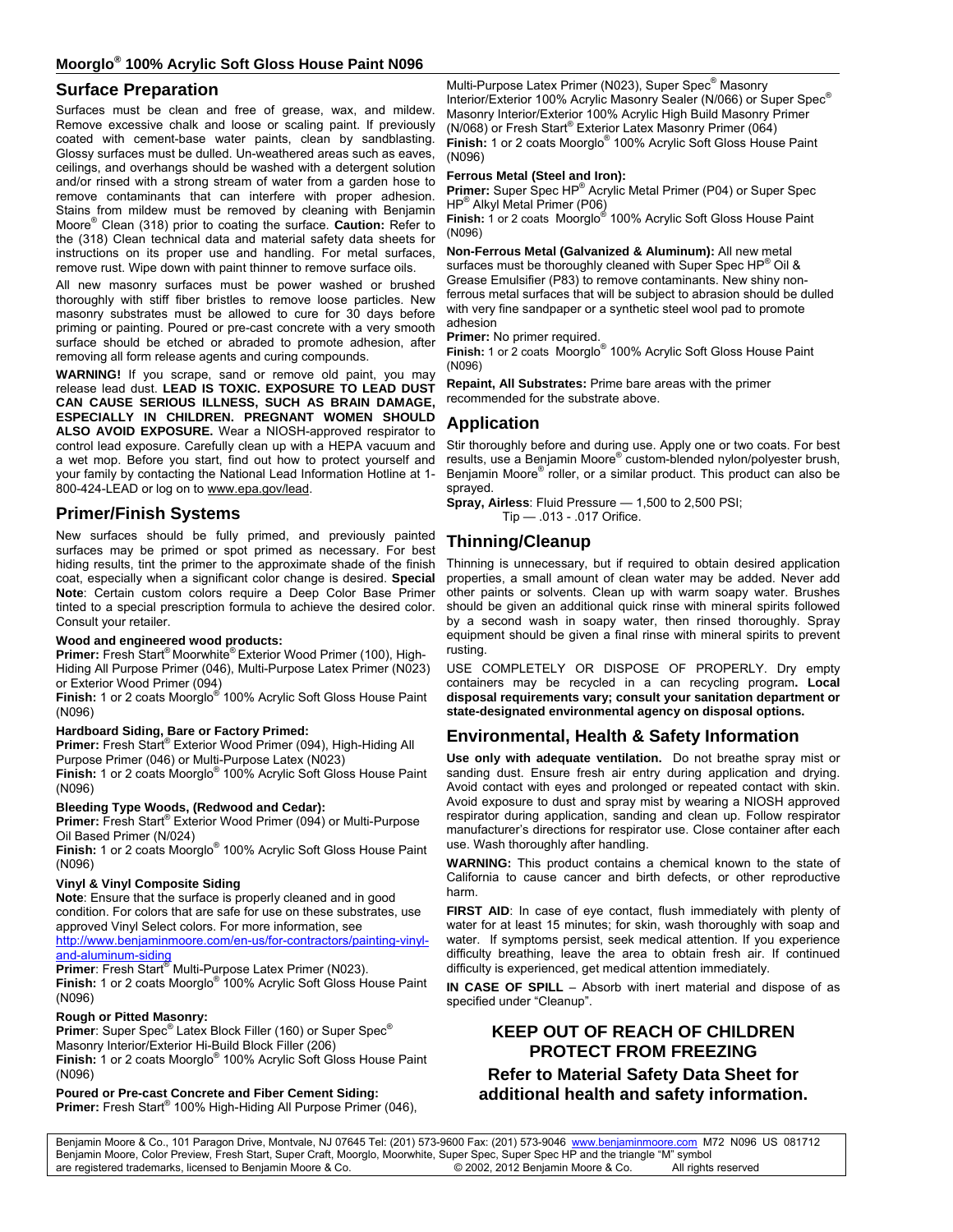# Moorglo® 100% Acrylic Soft Gloss House Paint N096

## Surface Preparation

Surfaces must be clean and free of grease, wax, and mildew. Remove excessive chalk and loose or scaling paint. If previously coated with cement-base water paints, clean by sandblasting. Glossy surfaces must be dulled. Un-weathered areas such as eaves, ceilings, and overhangs should be washed with a detergent solution and/or rinsed with a strong stream of water from a garden hose to remove contaminants that can interfere with proper adhesion. Stains from mildew must be removed by cleaning with Benjamin Moore® Clean (318) prior to coating the surface. **Caution:** Refer to the (318) Clean technical data and material safety data sheets for instructions on its proper use and handling. For metal surfaces, remove rust. Wipe down with paint thinner to remove surface oils.

All new masonry surfaces must be power washed or brushed thoroughly with stiff fiber bristles to remove loose particles. New masonry substrates must be allowed to cure for 30 days before priming or painting. Poured or pre-cast concrete with a very smooth surface should be etched or abraded to promote adhesion, after removing all form release agents and curing compounds.

**WARNING!** If you scrape, sand or remove old paint, you may release lead dust. **LEAD IS TOXIC. EXPOSURE TO LEAD DUST CAN CAUSE SERIOUS ILLNESS, SUCH AS BRAIN DAMAGE, ESPECIALLY IN CHILDREN. PREGNANT WOMEN SHOULD ALSO AVOID EXPOSURE.** Wear a NIOSH-approved respirator to control lead exposure. Carefully clean up with a HEPA vacuum and a wet mop. Before you start, find out how to protect yourself and your family by contacting the National Lead Information Hotline at 1-800-424-LEAD or log on to www.epa.gov/lead.

## Primer/Finish Systems

New surfaces should be fully primed, and previously painted surfaces may be primed or spot primed as necessary. For best hiding results, tint the primer to the approximate shade of the finish coat, especially when a significant color change is desired. **Special Note**: Certain custom colors require a Deep Color Base Primer tinted to a special prescription formula to achieve the desired color. Consult your retailer.

**Wood and engineered wood products:**
**Primer:** Fresh Start® Moorwhite® Exterior Wood Primer (100), High-Hiding All Purpose Primer (046), Multi-Purpose Latex Primer (N023) or Exterior Wood Primer (094)
**Finish:** 1 or 2 coats Moorglo® 100% Acrylic Soft Gloss House Paint (N096)

**Hardboard Siding, Bare or Factory Primed:**
**Primer:** Fresh Start® Exterior Wood Primer (094), High-Hiding All Purpose Primer (046) or Multi-Purpose Latex (N023)
**Finish:** 1 or 2 coats Moorglo® 100% Acrylic Soft Gloss House Paint (N096)

**Bleeding Type Woods, (Redwood and Cedar):**
**Primer:** Fresh Start® Exterior Wood Primer (094) or Multi-Purpose Oil Based Primer (N/024)
**Finish:** 1 or 2 coats Moorglo® 100% Acrylic Soft Gloss House Paint (N096)

**Vinyl & Vinyl Composite Siding**
**Note**: Ensure that the surface is properly cleaned and in good condition. For colors that are safe for use on these substrates, use approved Vinyl Select colors. For more information, see http://www.benjaminmoore.com/en-us/for-contractors/painting-vinyl-and-aluminum-siding
**Primer**: Fresh Start® Multi-Purpose Latex Primer (N023).
**Finish:** 1 or 2 coats Moorglo® 100% Acrylic Soft Gloss House Paint (N096)

**Rough or Pitted Masonry:**
**Primer**: Super Spec® Latex Block Filler (160) or Super Spec® Masonry Interior/Exterior Hi-Build Block Filler (206)
**Finish:** 1 or 2 coats Moorglo® 100% Acrylic Soft Gloss House Paint (N096)

**Poured or Pre-cast Concrete and Fiber Cement Siding:**
**Primer:** Fresh Start® 100% High-Hiding All Purpose Primer (046), Multi-Purpose Latex Primer (N023), Super Spec® Masonry Interior/Exterior 100% Acrylic Masonry Sealer (N/066) or Super Spec® Masonry Interior/Exterior 100% Acrylic High Build Masonry Primer (N/068) or Fresh Start® Exterior Latex Masonry Primer (064)
**Finish:** 1 or 2 coats Moorglo® 100% Acrylic Soft Gloss House Paint (N096)

**Ferrous Metal (Steel and Iron):**
**Primer:** Super Spec HP® Acrylic Metal Primer (P04) or Super Spec HP® Alkyl Metal Primer (P06)
**Finish:** 1 or 2 coats Moorglo® 100% Acrylic Soft Gloss House Paint (N096)

**Non-Ferrous Metal (Galvanized & Aluminum):** All new metal surfaces must be thoroughly cleaned with Super Spec HP® Oil & Grease Emulsifier (P83) to remove contaminants. New shiny non-ferrous metal surfaces that will be subject to abrasion should be dulled with very fine sandpaper or a synthetic steel wool pad to promote adhesion
**Primer:** No primer required.
**Finish:** 1 or 2 coats Moorglo® 100% Acrylic Soft Gloss House Paint (N096)

**Repaint, All Substrates:** Prime bare areas with the primer recommended for the substrate above.

## Application

Stir thoroughly before and during use. Apply one or two coats. For best results, use a Benjamin Moore® custom-blended nylon/polyester brush, Benjamin Moore® roller, or a similar product. This product can also be sprayed.

**Spray, Airless**: Fluid Pressure — 1,500 to 2,500 PSI;
Tip — .013 - .017 Orifice.

## Thinning/Cleanup

Thinning is unnecessary, but if required to obtain desired application properties, a small amount of clean water may be added. Never add other paints or solvents. Clean up with warm soapy water. Brushes should be given an additional quick rinse with mineral spirits followed by a second wash in soapy water, then rinsed thoroughly. Spray equipment should be given a final rinse with mineral spirits to prevent rusting.

USE COMPLETELY OR DISPOSE OF PROPERLY. Dry empty containers may be recycled in a can recycling program. **Local disposal requirements vary; consult your sanitation department or state-designated environmental agency on disposal options.**

## Environmental, Health & Safety Information

**Use only with adequate ventilation.** Do not breathe spray mist or sanding dust. Ensure fresh air entry during application and drying. Avoid contact with eyes and prolonged or repeated contact with skin. Avoid exposure to dust and spray mist by wearing a NIOSH approved respirator during application, sanding and clean up. Follow respirator manufacturer's directions for respirator use. Close container after each use. Wash thoroughly after handling.

**WARNING:** This product contains a chemical known to the state of California to cause cancer and birth defects, or other reproductive harm.

**FIRST AID**: In case of eye contact, flush immediately with plenty of water for at least 15 minutes; for skin, wash thoroughly with soap and water. If symptoms persist, seek medical attention. If you experience difficulty breathing, leave the area to obtain fresh air. If continued difficulty is experienced, get medical attention immediately.

**IN CASE OF SPILL** – Absorb with inert material and dispose of as specified under "Cleanup".

**KEEP OUT OF REACH OF CHILDREN**
**PROTECT FROM FREEZING**

**Refer to Material Safety Data Sheet for additional health and safety information.**

Benjamin Moore & Co., 101 Paragon Drive, Montvale, NJ 07645 Tel: (201) 573-9600 Fax: (201) 573-9046 www.benjaminmoore.com M72 N096 US 081712
Benjamin Moore, Color Preview, Fresh Start, Super Craft, Moorglo, Moorwhite, Super Spec, Super Spec HP and the triangle "M" symbol are registered trademarks, licensed to Benjamin Moore & Co. © 2002, 2012 Benjamin Moore & Co. All rights reserved